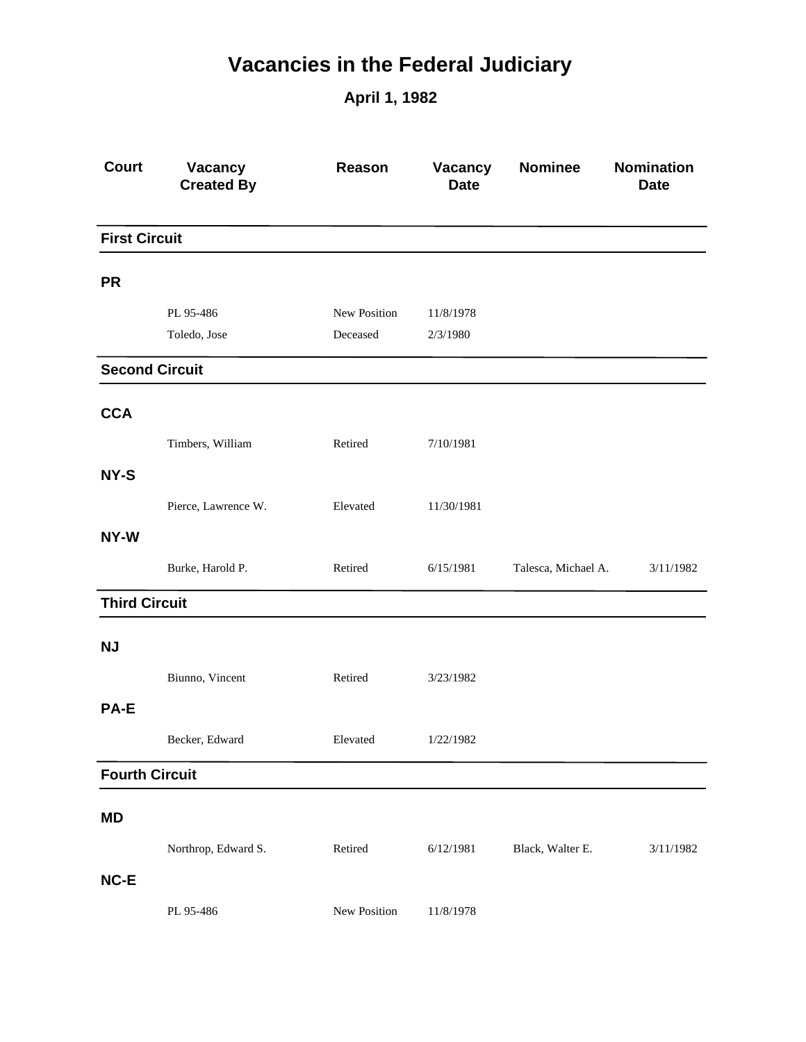# Vacancies in the Federal Judiciary

## April 1, 1982

| Court | Vacancy Created By | Reason | Vacancy Date | Nominee | Nomination Date |
|---|---|---|---|---|---|
| **First Circuit** | | | | | |
| **PR** | | | | | |
| | PL 95-486 | New Position | 11/8/1978 | | |
| | Toledo, Jose | Deceased | 2/3/1980 | | |
| **Second Circuit** | | | | | |
| **CCA** | | | | | |
| | Timbers, William | Retired | 7/10/1981 | | |
| **NY-S** | | | | | |
| | Pierce, Lawrence W. | Elevated | 11/30/1981 | | |
| **NY-W** | | | | | |
| | Burke, Harold P. | Retired | 6/15/1981 | Talesca, Michael A. | 3/11/1982 |
| **Third Circuit** | | | | | |
| **NJ** | | | | | |
| | Biunno, Vincent | Retired | 3/23/1982 | | |
| **PA-E** | | | | | |
| | Becker, Edward | Elevated | 1/22/1982 | | |
| **Fourth Circuit** | | | | | |
| **MD** | | | | | |
| | Northrop, Edward S. | Retired | 6/12/1981 | Black, Walter E. | 3/11/1982 |
| **NC-E** | | | | | |
| | PL 95-486 | New Position | 11/8/1978 | | |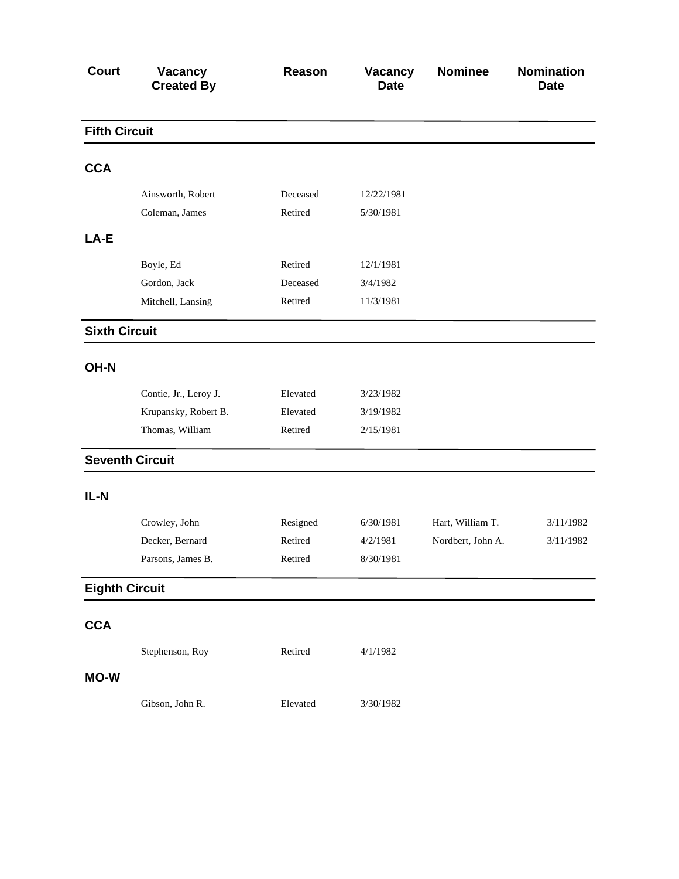| Court | Vacancy Created By | Reason | Vacancy Date | Nominee | Nomination Date |
|---|---|---|---|---|---|
| **Fifth Circuit** | | | | | |
| **CCA** | | | | | |
| | Ainsworth, Robert | Deceased | 12/22/1981 | | |
| | Coleman, James | Retired | 5/30/1981 | | |
| **LA-E** | | | | | |
| | Boyle, Ed | Retired | 12/1/1981 | | |
| | Gordon, Jack | Deceased | 3/4/1982 | | |
| | Mitchell, Lansing | Retired | 11/3/1981 | | |
| **Sixth Circuit** | | | | | |
| **OH-N** | | | | | |
| | Contie, Jr., Leroy J. | Elevated | 3/23/1982 | | |
| | Krupansky, Robert B. | Elevated | 3/19/1982 | | |
| | Thomas, William | Retired | 2/15/1981 | | |
| **Seventh Circuit** | | | | | |
| **IL-N** | | | | | |
| | Crowley, John | Resigned | 6/30/1981 | Hart, William T. | 3/11/1982 |
| | Decker, Bernard | Retired | 4/2/1981 | Nordbert, John A. | 3/11/1982 |
| | Parsons, James B. | Retired | 8/30/1981 | | |
| **Eighth Circuit** | | | | | |
| **CCA** | | | | | |
| | Stephenson, Roy | Retired | 4/1/1982 | | |
| **MO-W** | | | | | |
| | Gibson, John R. | Elevated | 3/30/1982 | | |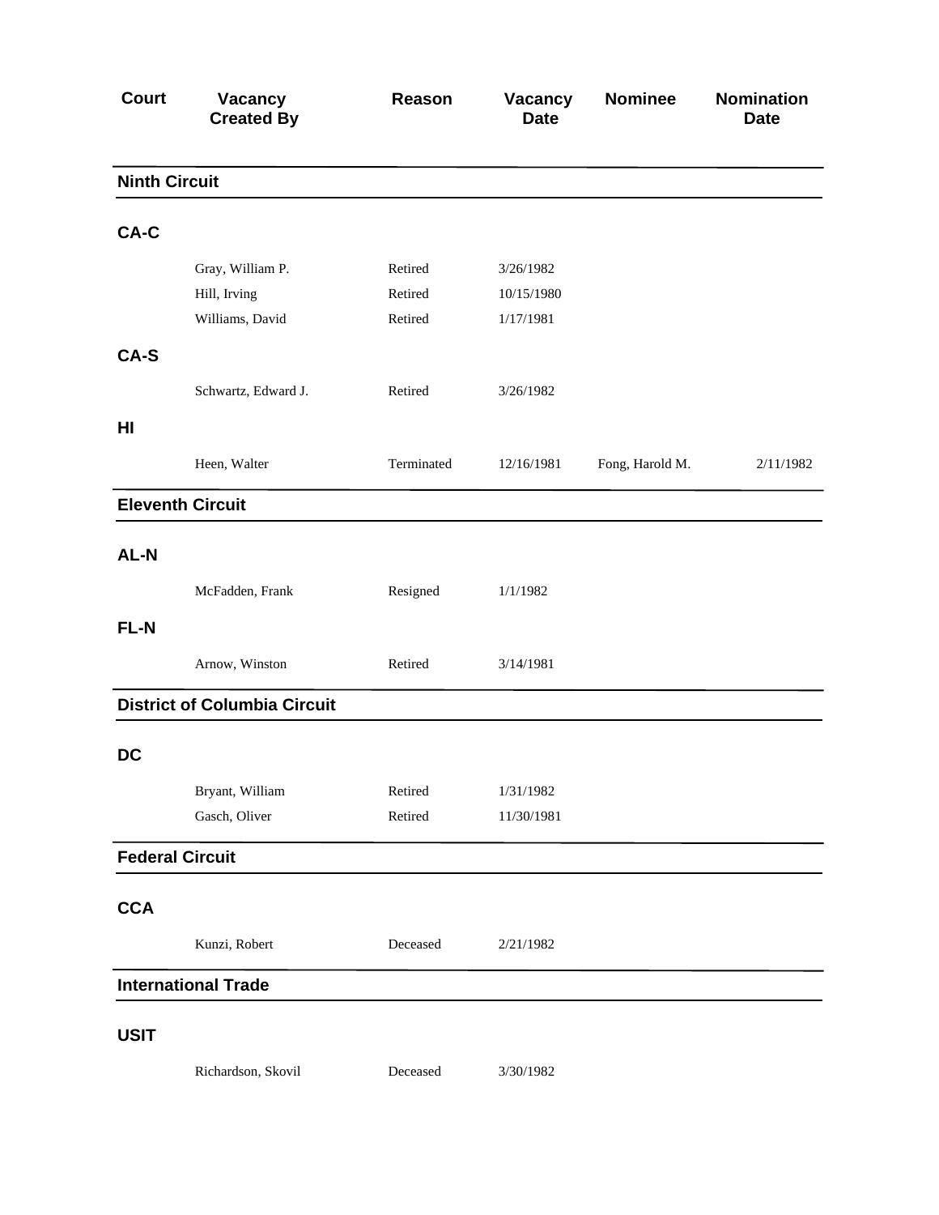| Court | Vacancy Created By | Reason | Vacancy Date | Nominee | Nomination Date |
|---|---|---|---|---|---|
| **Ninth Circuit** | | | | | |
| **CA-C** | | | | | |
| | Gray, William P. | Retired | 3/26/1982 | | |
| | Hill, Irving | Retired | 10/15/1980 | | |
| | Williams, David | Retired | 1/17/1981 | | |
| **CA-S** | | | | | |
| | Schwartz, Edward J. | Retired | 3/26/1982 | | |
| **HI** | | | | | |
| | Heen, Walter | Terminated | 12/16/1981 | Fong, Harold M. | 2/11/1982 |
| **Eleventh Circuit** | | | | | |
| **AL-N** | | | | | |
| | McFadden, Frank | Resigned | 1/1/1982 | | |
| **FL-N** | | | | | |
| | Arnow, Winston | Retired | 3/14/1981 | | |
| **District of Columbia Circuit** | | | | | |
| **DC** | | | | | |
| | Bryant, William | Retired | 1/31/1982 | | |
| | Gasch, Oliver | Retired | 11/30/1981 | | |
| **Federal Circuit** | | | | | |
| **CCA** | | | | | |
| | Kunzi, Robert | Deceased | 2/21/1982 | | |
| **International Trade** | | | | | |
| **USIT** | | | | | |
| | Richardson, Skovil | Deceased | 3/30/1982 | | |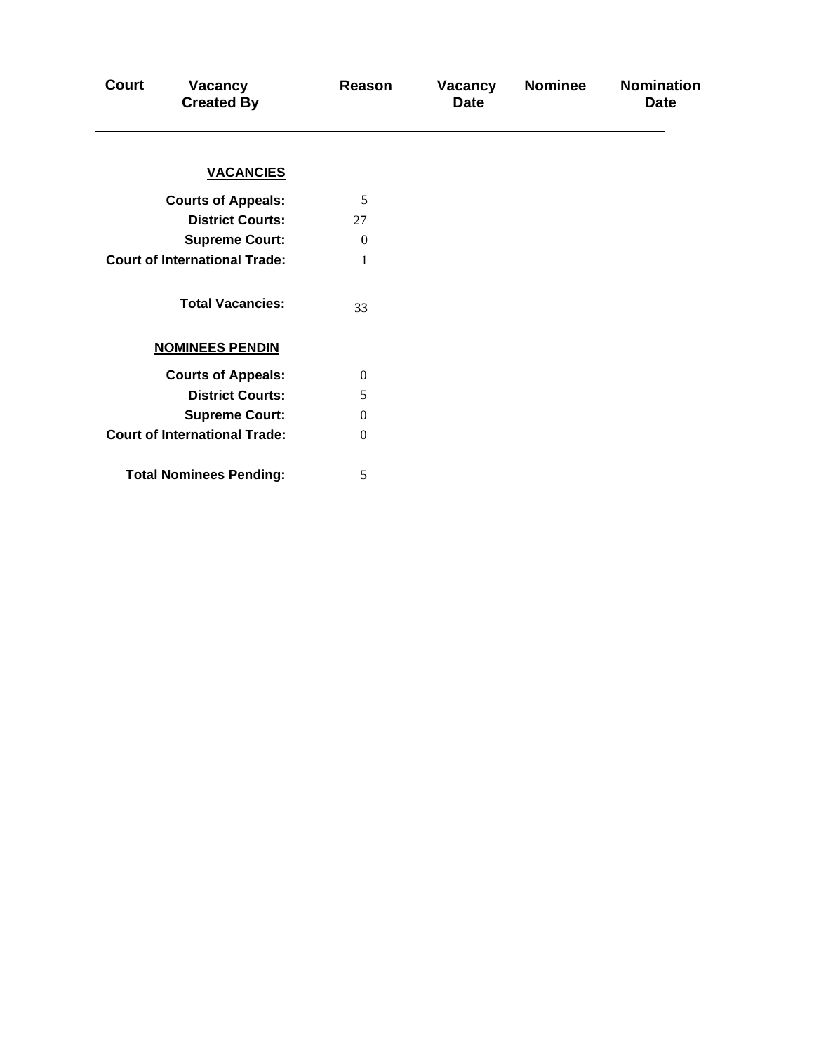| Court | Vacancy Created By | Reason | Vacancy Date | Nominee | Nomination Date |
|---|---|---|---|---|---|

**VACANCIES**

| | |
|---|---|
| **Courts of Appeals:** | 5 |
| **District Courts:** | 27 |
| **Supreme Court:** | 0 |
| **Court of International Trade:** | 1 |
| **Total Vacancies:** | 33 |

**NOMINEES PENDIN**

| | |
|---|---|
| **Courts of Appeals:** | 0 |
| **District Courts:** | 5 |
| **Supreme Court:** | 0 |
| **Court of International Trade:** | 0 |
| **Total Nominees Pending:** | 5 |